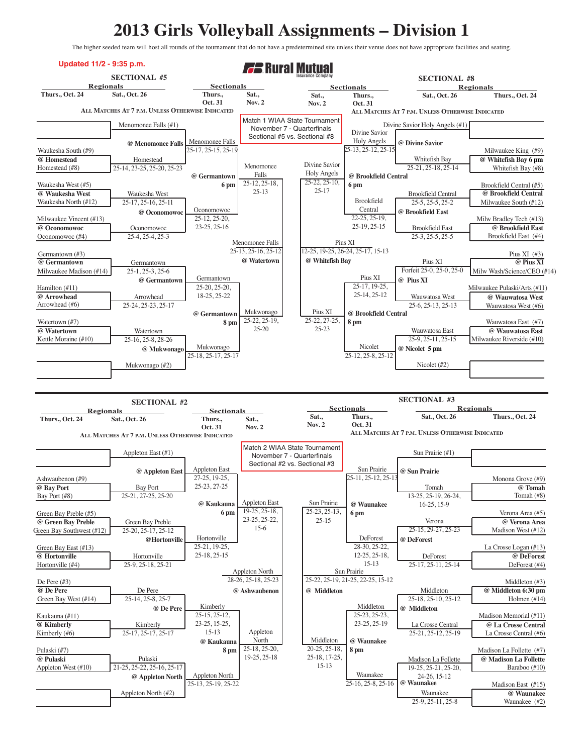# 2013 Girls Volleyball Assignments – Division 1

The higher seeded team will host all rounds of the tournament that do not have a predetermined site unless their venue does not have appropriate facilities and seating.

Updated 11/2 - 9:35 p.m.

Rural Mutual Insurance Company

## SECTIONAL #5

Regionals: Thurs., Oct. 24 / Sat., Oct. 26 — Sectionals: Thurs., Oct. 31 / Sat., Nov. 2

ALL MATCHES AT 7 P.M. UNLESS OTHERWISE INDICATED

**Regional Semifinals (Thurs., Oct. 24) and Finals (Sat., Oct. 26)**

- Menomonee Falls (#1) — bye
- Waukesha South (#9) vs. Homestead (#8) @ Homestead — Homestead
- @ Menomonee Falls: Menomonee Falls def. Homestead 25-17, 25-15, 25-19
- Waukesha West (#5) vs. Waukesha North (#12) @ Waukesha West — Waukesha West
- Milwaukee Vincent (#13) vs. Oconomowoc (#4) @ Oconomowoc — Oconomowoc 25-4, 25-4, 25-3
- @ Oconomowoc: Oconomowoc def. Waukesha West 25-17, 25-16, 25-11 (Homestead score 25-14, 23-25, 25-20, 25-23)
- Germantown (#3) vs. Milwaukee Madison (#14) @ Germantown — Germantown
- @ Germantown: Germantown 25-1, 25-3, 25-6
- Hamilton (#11) vs. Arrowhead (#6) @ Arrowhead — Arrowhead 25-24, 25-23, 25-17
- Watertown (#7) vs. Kettle Moraine (#10) @ Watertown — Watertown 25-16, 25-8, 28-26
- @ Mukwonago: Mukwonago
- Mukwonago (#2) — bye

**Sectional Semifinals (Thurs., Oct. 31)**

- @ Germantown 6 pm: Menomonee Falls vs. Oconomowoc — Menomonee Falls 25-12, 25-18, 25-13 (Oconomowoc 25-12, 25-20, 23-25, 25-16)
- @ Germantown 8 pm: Germantown vs. Mukwonago — Mukwonago 25-22, 25-19, 25-20 (Germantown 25-20, 25-20, 18-25, 25-22; Mukwonago 25-18, 25-17, 25-17)

**Sectional Final (Sat., Nov. 2) @ Watertown**

- Menomonee Falls 25-13, 25-16, 25-12

Match 1 WIAA State Tournament — November 7 - Quarterfinals — Sectional #5 vs. Sectional #8

## SECTIONAL #8

Sectionals: Sat., Nov. 2 / Thurs., Oct. 31 — Regionals: Sat., Oct. 26 / Thurs., Oct. 24

ALL MATCHES AT 7 P.M. UNLESS OTHERWISE INDICATED

**Regionals**

- Divine Savior Holy Angels (#1) — bye
- Milwaukee King (#9) vs. Whitefish Bay (#8) @ Whitefish Bay 6 pm — Whitefish Bay
- @ Divine Savior: Divine Savior Holy Angels def. Whitefish Bay 25-21, 25-18, 25-14
- Brookfield Central (#5) vs. Milwaukee South (#12) @ Brookfield Central — Brookfield Central 25-5, 25-5, 25-2
- Milw Bradley Tech (#13) vs. Brookfield East (#4) @ Brookfield East — Brookfield East 25-3, 25-5, 25-5
- @ Brookfield East: Brookfield Central 22-25, 25-19, 25-19, 25-15
- Pius XI (#3) vs. Milw Wash/Science/CEO (#14) @ Pius XI — Pius XI Forfeit 25-0, 25-0, 25-0
- Milwaukee Pulaski/Arts (#11) vs. Wauwatosa West (#6) @ Wauwatosa West — Wauwatosa West 25-6, 25-13, 25-13
- @ Pius XI: Pius XI 25-17, 19-25, 25-14, 25-12
- Wauwatosa East (#7) vs. Milwaukee Riverside (#10) @ Wauwatosa East — Wauwatosa East 25-9, 25-11, 25-15
- @ Nicolet 5 pm: Nicolet 25-12, 25-8, 25-12
- Nicolet (#2) — bye

**Sectional Semifinals (Thurs., Oct. 31)**

- @ Brookfield Central 6 pm: Divine Savior Holy Angels (25-13, 25-12, 25-15) vs. Brookfield Central — Divine Savior Holy Angels 25-22, 25-10, 25-17
- @ Brookfield Central 8 pm: Pius XI vs. Nicolet — Pius XI 25-22, 27-25, 25-23

**Sectional Final (Sat., Nov. 2) @ Whitefish Bay**

- Pius XI 12-25, 19-25, 26-24, 25-17, 15-13

## SECTIONAL #2

Regionals: Thurs., Oct. 24 / Sat., Oct. 26 — Sectionals: Thurs., Oct. 31 / Sat., Nov. 2

ALL MATCHES AT 7 P.M. UNLESS OTHERWISE INDICATED

**Regionals**

- Appleton East (#1) — bye
- Ashwaubenon (#9) vs. Bay Port (#8) @ Bay Port — Bay Port 25-21, 27-25, 25-20
- @ Appleton East: Appleton East 27-25, 19-25, 25-23, 27-25
- Green Bay Preble (#5) vs. Green Bay Southwest (#12) @ Green Bay Preble — Green Bay Preble 25-20, 25-17, 25-12
- Green Bay East (#13) vs. Hortonville (#4) @ Hortonville — Hortonville 25-9, 25-18, 25-21
- @Hortonville: Hortonville 25-21, 19-25, 25-18, 25-15
- De Pere (#3) vs. Green Bay West (#14) @ De Pere — De Pere 25-14, 25-8, 25-7
- Kaukauna (#11) vs. Kimberly (#6) @ Kimberly — Kimberly 25-17, 25-17, 25-17
- @ De Pere: Kimberly 25-15, 25-12, 23-25, 25-15, 15-13
- Pulaski (#7) vs. Appleton West (#10) @ Pulaski — Pulaski 21-25, 25-22, 25-16, 25-17
- @ Appleton North: Appleton North 25-13, 25-19, 25-22
- Appleton North (#2) — bye

**Sectional Semifinals (Thurs., Oct. 31)**

- @ Kaukauna 6 pm: Appleton East vs. Hortonville — Appleton East 19-25, 25-18, 23-25, 25-22, 15-6
- @ Kaukauna 8 pm: Kimberly vs. Appleton North — Appleton North 25-18, 25-20, 19-25, 25-18

**Sectional Final (Sat., Nov. 2) @ Ashwaubenon**

- Appleton North 28-26, 25-18, 25-23

Match 2 WIAA State Tournament — November 7 - Quarterfinals — Sectional #2 vs. Sectional #3

## SECTIONAL #3

Sectionals: Sat., Nov. 2 / Thurs., Oct. 31 — Regionals: Sat., Oct. 26 / Thurs., Oct. 24

ALL MATCHES AT 7 P.M. UNLESS OTHERWISE INDICATED

**Regionals**

- Sun Prairie (#1) — bye
- Monona Grove (#9) vs. Tomah (#8) @ Tomah — Tomah
- @ Sun Prairie: Sun Prairie 25-11, 25-12, 25-13 (Tomah 13-25, 25-19, 26-24, 16-25, 15-9)
- Verona Area (#5) vs. Madison West (#12) @ Verona Area — Verona 25-15, 29-27, 25-23
- La Crosse Logan (#13) vs. DeForest (#4) @ DeForest — DeForest 25-17, 25-11, 25-14
- @ DeForest: DeForest 28-30, 25-22, 12-25, 25-18, 15-13
- Middleton (#3) vs. Holmen (#14) @ Middleton 6:30 pm — Middleton 25-18, 25-10, 25-12
- Madison Memorial (#11) vs. La Crosse Central (#6) @ La Crosse Central — La Crosse Central 25-21, 25-12, 25-19
- @ Middleton: Middleton 25-23, 25-23, 23-25, 25-19
- Madison La Follette (#7) vs. Baraboo (#10) @ Madison La Follette — Madison La Follette 19-25, 25-21, 25-20, 24-26, 15-12
- Madison East (#15) vs. Waunakee (#2) @ Waunakee — Waunakee 25-9, 25-11, 25-8
- @ Waunakee: Waunakee 25-16, 25-8, 25-16

**Sectional Semifinals (Thurs., Oct. 31)**

- @ Waunakee 6 pm: Sun Prairie vs. DeForest — Sun Prairie 25-23, 25-13, 25-15
- @ Waunakee 8 pm: Middleton vs. Waunakee — Middleton 20-25, 25-18, 25-18, 17-25, 15-13

**Sectional Final (Sat., Nov. 2) @ Middleton**

- Sun Prairie 25-22, 25-19, 21-25, 22-25, 15-12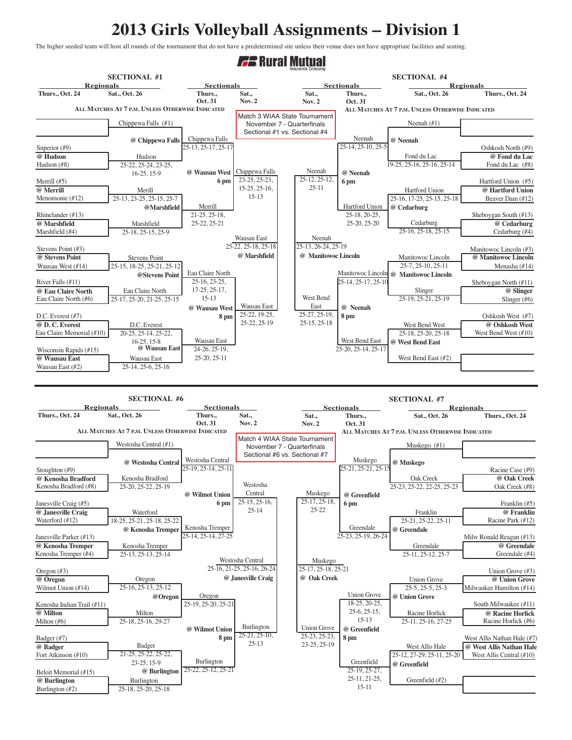# 2013 Girls Volleyball Assignments – Division 1

The higher seeded team will host all rounds of the tournament that do not have a predetermined site unless their venue does not have appropriate facilities and seating.

Rural Mutual Insurance Company

## SECTIONAL #1

All Matches At 7 p.m. Unless Otherwise Indicated

### Regionals – Thurs., Oct. 24

- Superior (#9) @ Hudson vs. Hudson (#8) – Hudson
- Merrill (#5) @ Merrill vs. Menomonie (#12) – Merill
- Rhinelander (#13) @ Marshfield vs. Marshfield (#4) – Marshfield
- Stevens Point (#3) @ Stevens Point vs. Wausau West (#14) – Stevens Point
- River Falls (#11) @ Eau Claire North vs. Eau Claire North (#6) – Eau Claire North
- D.C. Everest (#7) @ D. C. Everest vs. Eau Claire Memorial (#10) – D.C. Everest
- Wisconsin Rapids (#15) @ Wausau East vs. Wausau East (#2) – Wausau East
- Chippewa Falls (#1) – bye

### Regionals – Sat., Oct. 26

- @ Chippewa Falls: Chippewa Falls def. Hudson 25-22, 25-24, 23-25, 16-25, 15-9 → Chippewa Falls
- @Marshfield: Merill def. Marshfield 25-13, 23-25, 25-15, 25-7 / 25-18, 25-15, 25-9 → Merrill
- @Stevens Point: Stevens Point 25-15, 18-25, 25-21, 25-12; Eau Claire North 25-17, 25-20, 21-25, 25-15 → Eau Claire North
- @ Wausau East: D.C. Everest 20-25, 25-14, 25-22, 16-25, 15-8; Wausau East 25-14, 25-6, 25-16 → Wausau East

### Sectionals – Thurs., Oct. 31

- @ Wausau West, 6 pm: Chippewa Falls 25-13, 25-17, 25-17; Merrill 21-25, 25-18, 25-22, 25-21 → Chippewa Falls 23-25, 25-23, 15-25, 25-16, 15-13
- @ Wausau West, 8 pm: Eau Claire North 25-16, 23-25, 17-25, 25-17, 15-13; Wausau East 24-26, 25-19, 25-20, 25-11 → Wausau East 25-22, 19-25, 25-22, 25-19

### Sectionals – Sat., Nov. 2

- @ Marshfield: Wausau East 25-22, 25-18, 25-18

## Match 3 WIAA State Tournament
November 7 - Quarterfinals
Sectional #1 vs. Sectional #4

## SECTIONAL #4

All Matches At 7 p.m. Unless Otherwise Indicated

### Regionals – Thurs., Oct. 24

- Oshkosh North (#9) @ Fond du Lac vs. Fond du Lac (#8)
- Hartford Union (#5) @ Hartford Union vs. Beaver Dam (#12)
- Sheboygan South (#13) @ Cedarburg vs. Cedarburg (#4)
- Manitowoc Lincoln (#3) @ Manitowoc Lincoln vs. Menasha (#14)
- Sheboygan North (#11) @ Slinger vs. Slinger (#6)
- Oshkosh West (#7) @ Oshkosh West vs. West Bend West (#10)
- Neenah (#1) – bye
- West Bend East (#2) – bye

### Regionals – Sat., Oct. 26

- @ Neenah: Neenah vs. Fond du Lac 19-25, 25-16, 25-16, 25-14 → Neenah 25-14, 25-10, 25-5
- @ Cedarburg: Hartford Union 25-16, 17-25, 25-15, 25-18; Cedarburg 25-16, 25-18, 25-15 → Hartford Union 25-18, 20-25, 25-20, 25-20
- @ Manitowoc Lincoln: Manitowoc Lincoln 25-7, 25-10, 25-11; Slinger 25-19, 25-21, 25-19 → Manitowoc Lincoln 25-14, 25-17, 25-10
- @ West Bend East: West Bend West 25-18, 25-20, 25-18; West Bend East (#2) → West Bend East 25-20, 25-14, 25-17

### Sectionals – Thurs., Oct. 31

- @ Neenah, 6 pm: Neenah vs. Hartford Union → Neenah 25-12, 25-12, 25-11
- @ Neenah, 8 pm: Manitowoc Lincoln vs. West Bend East → West Bend East 25-27, 25-19, 25-15, 25-18

### Sectionals – Sat., Nov. 2

- @ Manitowoc Lincoln: Neenah 25-13, 26-24, 25-19

---

## SECTIONAL #6

All Matches At 7 p.m. Unless Otherwise Indicated

### Regionals – Thurs., Oct. 24

- Stoughton (#9) @ Kenosha Bradford vs. Kenosha Bradford (#8)
- Janesville Craig (#5) @ Janesville Craig vs. Waterford (#12)
- Janesville Parker (#13) @ Kenosha Tremper vs. Kenosha Tremper (#4)
- Oregon (#3) @ Oregon vs. Wilmot Union (#14)
- Kenosha Indian Trail (#11) @ Milton vs. Milton (#6)
- Badger (#7) @ Badger vs. Fort Atkinson (#10)
- Beloit Memorial (#15) @ Burlington vs. Burlington (#2)
- Westosha Central (#1) – bye

### Regionals – Sat., Oct. 26

- @ Westosha Central: Westosha Central; Kenosha Bradford 25-20, 25-22, 25-19 → Westosha Central 25-19, 25-14, 25-11
- @ Kenosha Tremper: Waterford 18-25, 25-21, 25-18, 25-22; Kenosha Tremper 25-13, 25-13, 25-14 → Kenosha Tremper 25-14, 25-14, 27-25
- @Oregon: Oregon 25-16, 25-13, 25-12; Milton 25-18, 25-16, 29-27 → Oregon 25-19, 25-20, 25-21
- @ Burlington: Badger 21-25, 25-22, 25-22, 23-25, 15-9; Burlington 25-18, 25-20, 25-18 → Burlington 25-22, 25-12, 25-21

### Sectionals – Thurs., Oct. 31

- @ Wilmot Union, 6 pm: Westosha Central vs. Kenosha Tremper → Westosha Central 25-15, 25-16, 25-14
- @ Wilmot Union, 8 pm: Oregon vs. Burlington → Burlington 25-21, 25-10, 25-13

### Sectionals – Sat., Nov. 2

- @ Janesville Craig: Westosha Central 25-16, 21-25, 25-16, 26-24

## Match 4 WIAA State Tournament
November 7 - Quarterfinals
Sectional #6 vs. Sectional #7

## SECTIONAL #7

All Matches At 7 p.m. Unless Otherwise Indicated

### Regionals – Thurs., Oct. 24

- Racine Case (#9) @ Oak Creek vs. Oak Creek (#8)
- Franklin (#5) @ Franklin vs. Racine Park (#12)
- Milw Ronald Reagan (#13) @ Greendale vs. Greendale (#4)
- Union Grove (#3) @ Union Grove vs. Milwaukee Hamilton (#14)
- South Milwaukee (#11) @ Racine Horlick vs. Racine Horlick (#6)
- West Allis Nathan Hale (#7) @ West Allis Nathan Hale vs. West Allis Central (#10)
- Muskego (#1) – bye
- Greenfield (#2) – bye

### Regionals – Sat., Oct. 26

- @ Muskego: Muskego; Oak Creek 25-23, 25-22, 22-25, 25-23 → Muskego 25-21, 25-21, 25-15
- @ Greendale: Franklin 25-21, 25-22, 25-11; Greendale 25-11, 25-12, 25-7 → Greendale 25-23, 25-19, 26-24
- @ Union Grove: Union Grove 25-5, 25-5, 25-3; Racine Horlick 25-11, 25-16, 27-25 → Union Grove 18-25, 20-25, 25-6, 25-15, 15-13
- @ Greenfield: West Allis Hale 25-12, 27-29, 25-11, 25-20; Greenfield (#2) → Greenfield 25-19, 25-27, 25-11, 21-25, 15-11

### Sectionals – Thurs., Oct. 31

- @ Greenfield, 6 pm: Muskego vs. Greendale → Muskego 25-17, 25-18, 25-22
- @ Greenfield, 8 pm: Union Grove vs. Greenfield → Union Grove 25-23, 25-23, 23-25, 25-19

### Sectionals – Sat., Nov. 2

- @ Oak Creek: Muskego 25-17, 25-18, 25-21